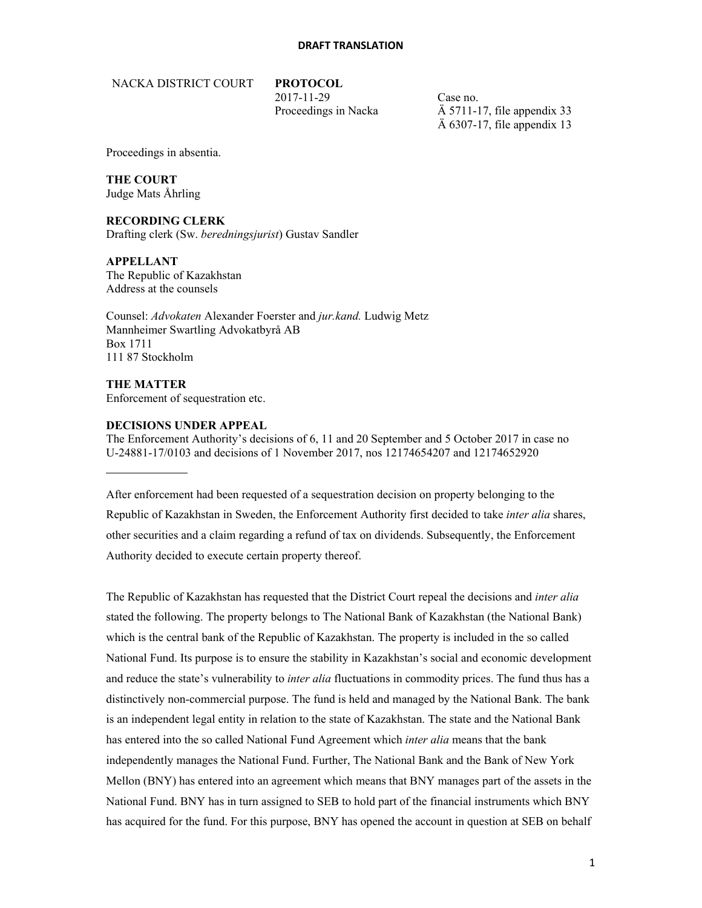**DRAFT TRANSLATION**

NACKA DISTRICT COURT **PROTOCOL**
2017-11-29
Proceedings in Nacka

Case no.
Ä 5711-17, file appendix 33
Ä 6307-17, file appendix 13

Proceedings in absentia.

**THE COURT**
Judge Mats Åhrling

**RECORDING CLERK**
Drafting clerk (Sw. *beredningsjurist*) Gustav Sandler

**APPELLANT**
The Republic of Kazakhstan
Address at the counsels

Counsel: *Advokaten* Alexander Foerster and *jur.kand.* Ludwig Metz
Mannheimer Swartling Advokatbyrå AB
Box 1711
111 87 Stockholm

**THE MATTER**
Enforcement of sequestration etc.

**DECISIONS UNDER APPEAL**
The Enforcement Authority's decisions of 6, 11 and 20 September and 5 October 2017 in case no U-24881-17/0103 and decisions of 1 November 2017, nos 12174654207 and 12174652920

---

After enforcement had been requested of a sequestration decision on property belonging to the Republic of Kazakhstan in Sweden, the Enforcement Authority first decided to take *inter alia* shares, other securities and a claim regarding a refund of tax on dividends. Subsequently, the Enforcement Authority decided to execute certain property thereof.

The Republic of Kazakhstan has requested that the District Court repeal the decisions and *inter alia* stated the following. The property belongs to The National Bank of Kazakhstan (the National Bank) which is the central bank of the Republic of Kazakhstan. The property is included in the so called National Fund. Its purpose is to ensure the stability in Kazakhstan's social and economic development and reduce the state's vulnerability to *inter alia* fluctuations in commodity prices. The fund thus has a distinctively non-commercial purpose. The fund is held and managed by the National Bank. The bank is an independent legal entity in relation to the state of Kazakhstan. The state and the National Bank has entered into the so called National Fund Agreement which *inter alia* means that the bank independently manages the National Fund. Further, The National Bank and the Bank of New York Mellon (BNY) has entered into an agreement which means that BNY manages part of the assets in the National Fund. BNY has in turn assigned to SEB to hold part of the financial instruments which BNY has acquired for the fund. For this purpose, BNY has opened the account in question at SEB on behalf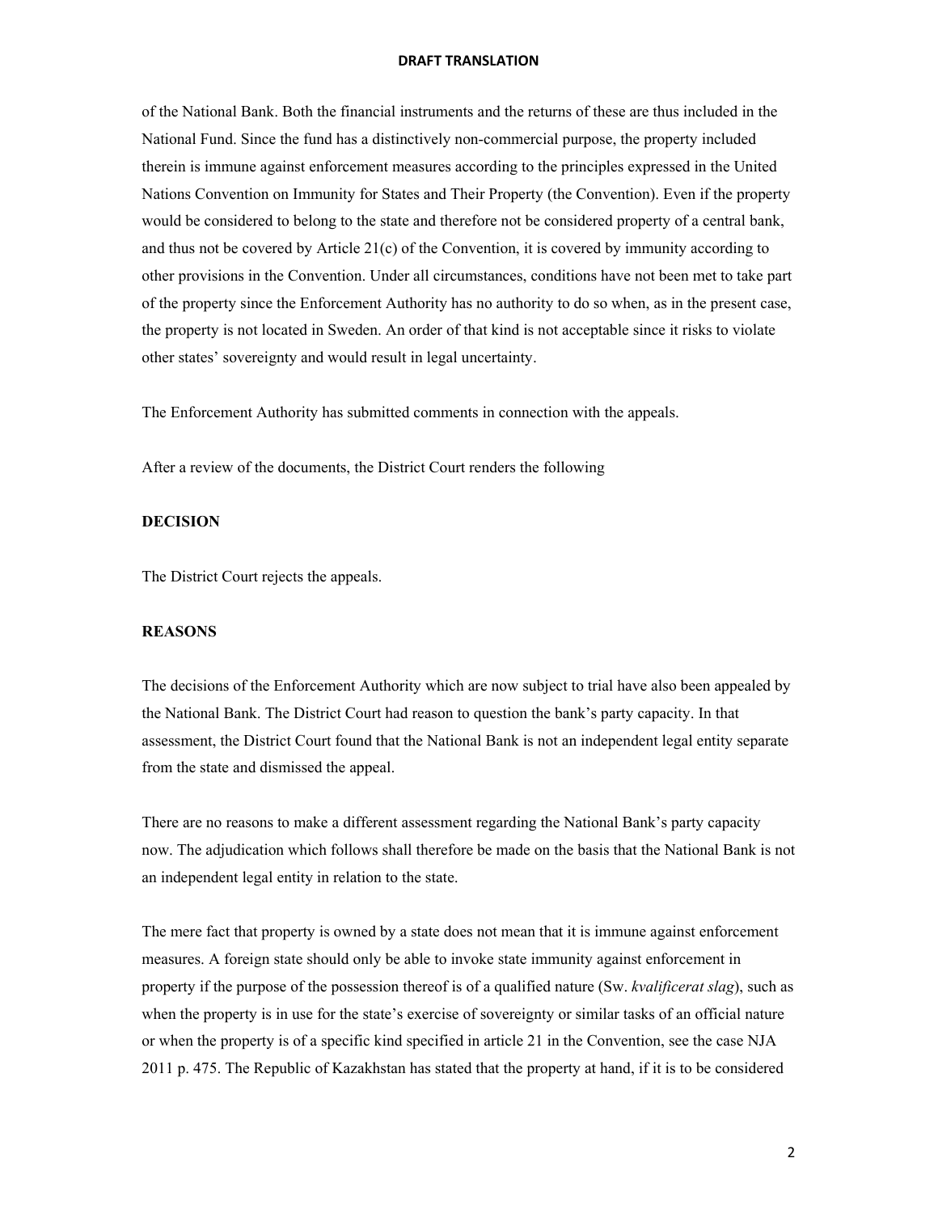of the National Bank. Both the financial instruments and the returns of these are thus included in the National Fund. Since the fund has a distinctively non-commercial purpose, the property included therein is immune against enforcement measures according to the principles expressed in the United Nations Convention on Immunity for States and Their Property (the Convention). Even if the property would be considered to belong to the state and therefore not be considered property of a central bank, and thus not be covered by Article 21(c) of the Convention, it is covered by immunity according to other provisions in the Convention. Under all circumstances, conditions have not been met to take part of the property since the Enforcement Authority has no authority to do so when, as in the present case, the property is not located in Sweden. An order of that kind is not acceptable since it risks to violate other states' sovereignty and would result in legal uncertainty.

The Enforcement Authority has submitted comments in connection with the appeals.

After a review of the documents, the District Court renders the following

**DECISION**

The District Court rejects the appeals.

**REASONS**

The decisions of the Enforcement Authority which are now subject to trial have also been appealed by the National Bank. The District Court had reason to question the bank's party capacity. In that assessment, the District Court found that the National Bank is not an independent legal entity separate from the state and dismissed the appeal.

There are no reasons to make a different assessment regarding the National Bank's party capacity now. The adjudication which follows shall therefore be made on the basis that the National Bank is not an independent legal entity in relation to the state.

The mere fact that property is owned by a state does not mean that it is immune against enforcement measures. A foreign state should only be able to invoke state immunity against enforcement in property if the purpose of the possession thereof is of a qualified nature (Sw. *kvalificerat slag*), such as when the property is in use for the state's exercise of sovereignty or similar tasks of an official nature or when the property is of a specific kind specified in article 21 in the Convention, see the case NJA 2011 p. 475. The Republic of Kazakhstan has stated that the property at hand, if it is to be considered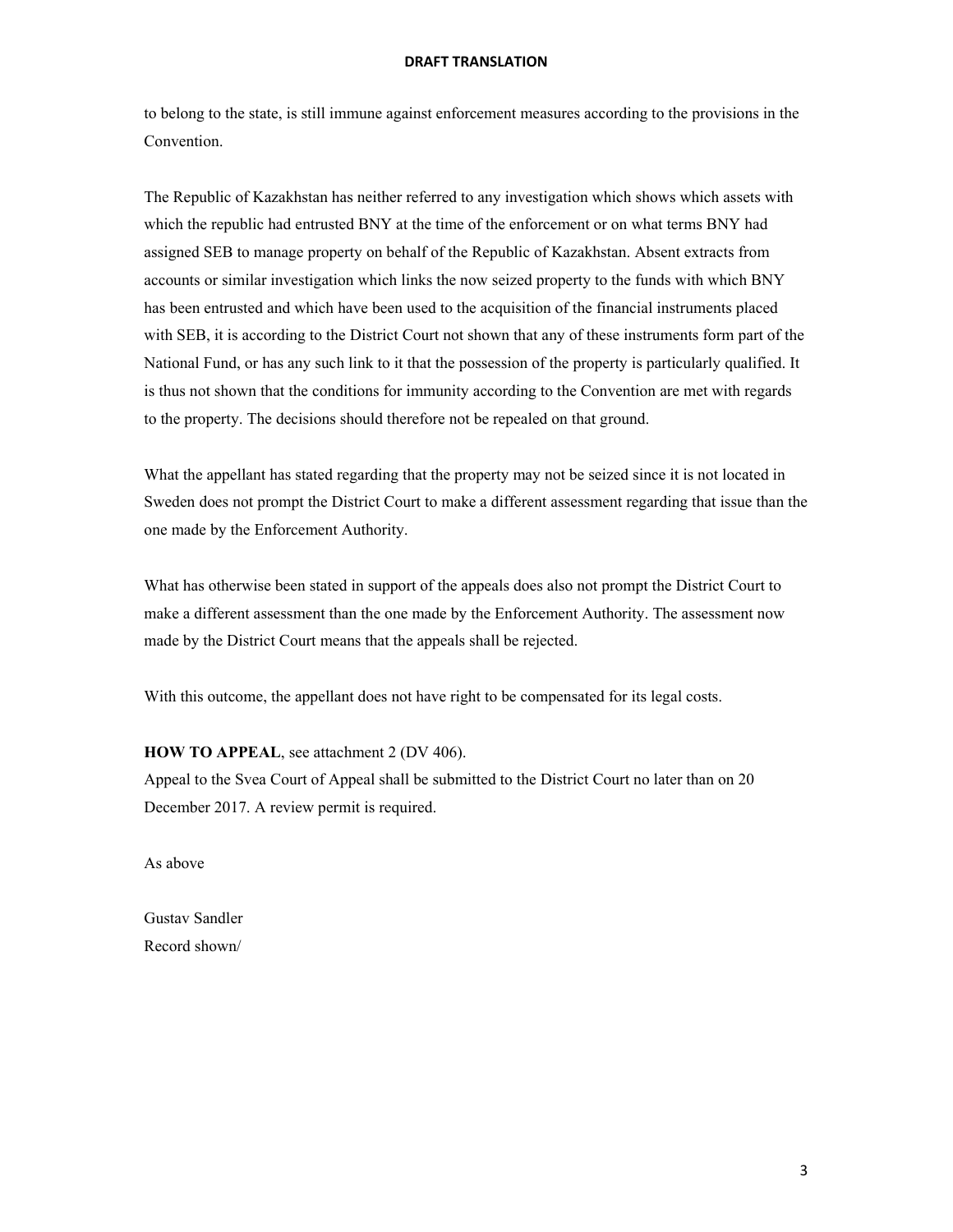to belong to the state, is still immune against enforcement measures according to the provisions in the Convention.

The Republic of Kazakhstan has neither referred to any investigation which shows which assets with which the republic had entrusted BNY at the time of the enforcement or on what terms BNY had assigned SEB to manage property on behalf of the Republic of Kazakhstan. Absent extracts from accounts or similar investigation which links the now seized property to the funds with which BNY has been entrusted and which have been used to the acquisition of the financial instruments placed with SEB, it is according to the District Court not shown that any of these instruments form part of the National Fund, or has any such link to it that the possession of the property is particularly qualified. It is thus not shown that the conditions for immunity according to the Convention are met with regards to the property. The decisions should therefore not be repealed on that ground.

What the appellant has stated regarding that the property may not be seized since it is not located in Sweden does not prompt the District Court to make a different assessment regarding that issue than the one made by the Enforcement Authority.

What has otherwise been stated in support of the appeals does also not prompt the District Court to make a different assessment than the one made by the Enforcement Authority. The assessment now made by the District Court means that the appeals shall be rejected.

With this outcome, the appellant does not have right to be compensated for its legal costs.

**HOW TO APPEAL**, see attachment 2 (DV 406).
Appeal to the Svea Court of Appeal shall be submitted to the District Court no later than on 20 December 2017. A review permit is required.

As above

Gustav Sandler
Record shown/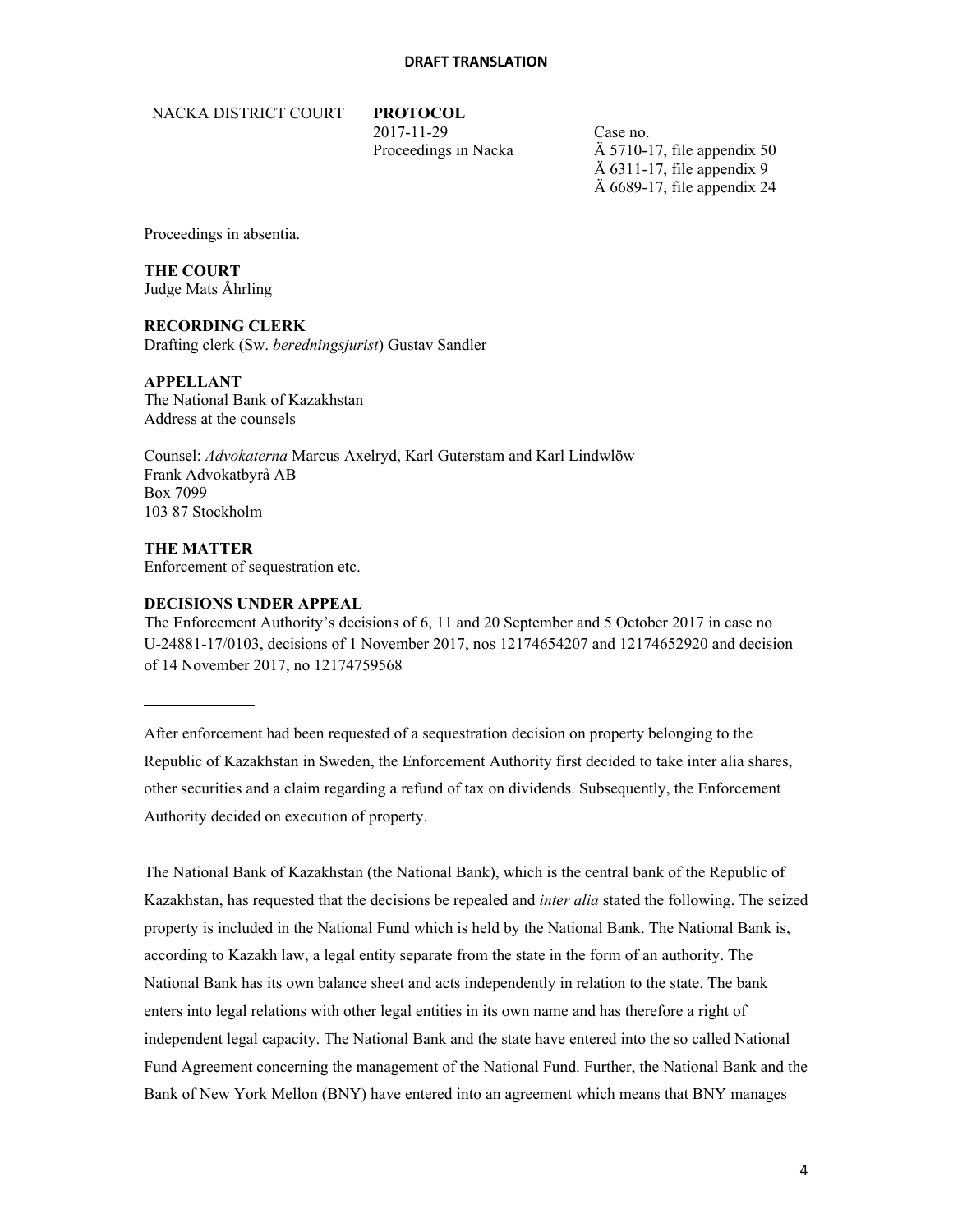**DRAFT TRANSLATION**

NACKA DISTRICT COURT **PROTOCOL**
2017-11-29
Proceedings in Nacka

Case no.
Ä 5710-17, file appendix 50
Ä 6311-17, file appendix 9
Ä 6689-17, file appendix 24

Proceedings in absentia.

**THE COURT**
Judge Mats Åhrling

**RECORDING CLERK**
Drafting clerk (Sw. *beredningsjurist*) Gustav Sandler

**APPELLANT**
The National Bank of Kazakhstan
Address at the counsels

Counsel: *Advokaterna* Marcus Axelryd, Karl Guterstam and Karl Lindwlöw
Frank Advokatbyrå AB
Box 7099
103 87 Stockholm

**THE MATTER**
Enforcement of sequestration etc.

**DECISIONS UNDER APPEAL**
The Enforcement Authority's decisions of 6, 11 and 20 September and 5 October 2017 in case no U-24881-17/0103, decisions of 1 November 2017, nos 12174654207 and 12174652920 and decision of 14 November 2017, no 12174759568

---

After enforcement had been requested of a sequestration decision on property belonging to the Republic of Kazakhstan in Sweden, the Enforcement Authority first decided to take inter alia shares, other securities and a claim regarding a refund of tax on dividends. Subsequently, the Enforcement Authority decided on execution of property.

The National Bank of Kazakhstan (the National Bank), which is the central bank of the Republic of Kazakhstan, has requested that the decisions be repealed and *inter alia* stated the following. The seized property is included in the National Fund which is held by the National Bank. The National Bank is, according to Kazakh law, a legal entity separate from the state in the form of an authority. The National Bank has its own balance sheet and acts independently in relation to the state. The bank enters into legal relations with other legal entities in its own name and has therefore a right of independent legal capacity. The National Bank and the state have entered into the so called National Fund Agreement concerning the management of the National Fund. Further, the National Bank and the Bank of New York Mellon (BNY) have entered into an agreement which means that BNY manages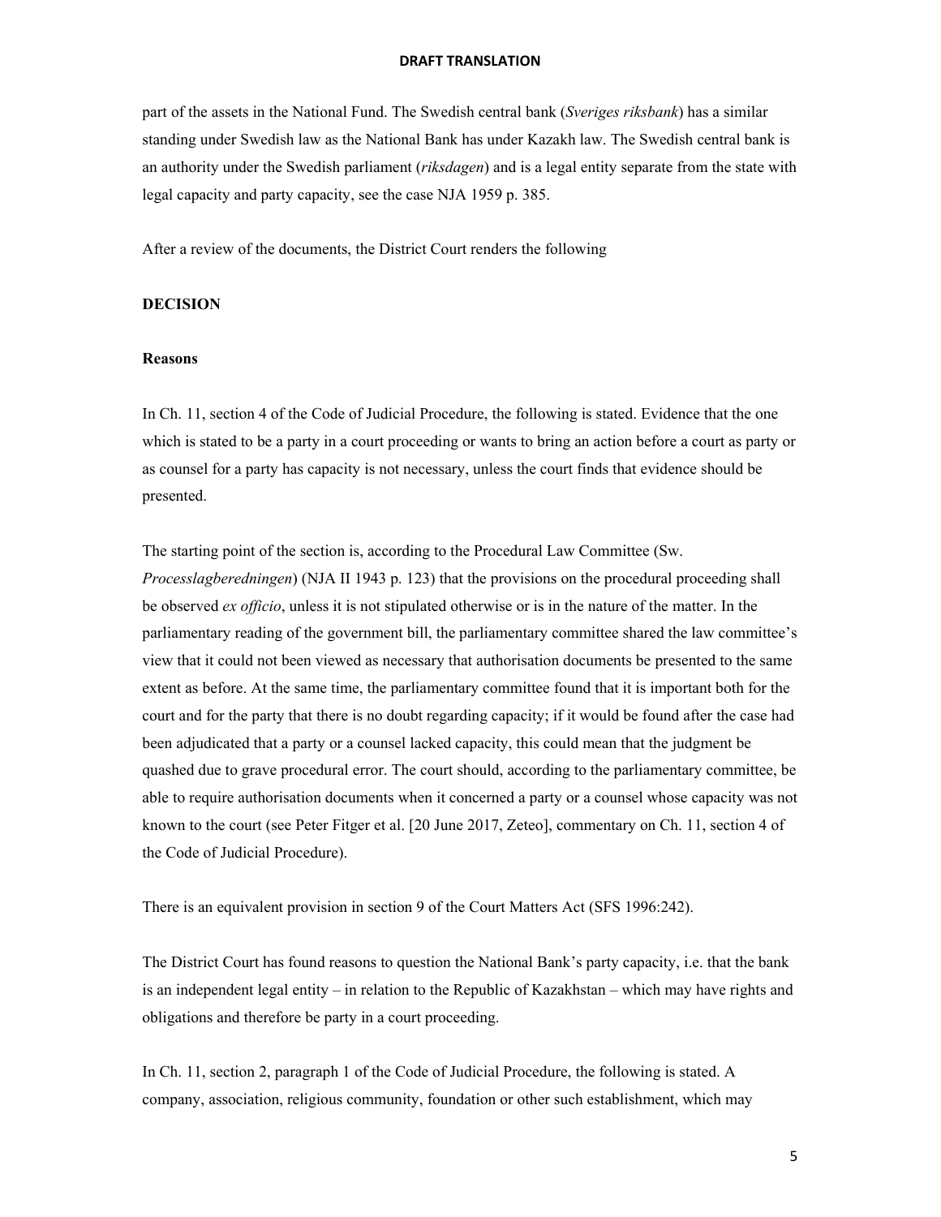part of the assets in the National Fund. The Swedish central bank (*Sveriges riksbank*) has a similar standing under Swedish law as the National Bank has under Kazakh law. The Swedish central bank is an authority under the Swedish parliament (*riksdagen*) and is a legal entity separate from the state with legal capacity and party capacity, see the case NJA 1959 p. 385.

After a review of the documents, the District Court renders the following

**DECISION**

**Reasons**

In Ch. 11, section 4 of the Code of Judicial Procedure, the following is stated. Evidence that the one which is stated to be a party in a court proceeding or wants to bring an action before a court as party or as counsel for a party has capacity is not necessary, unless the court finds that evidence should be presented.

The starting point of the section is, according to the Procedural Law Committee (Sw. *Processlagberedningen*) (NJA II 1943 p. 123) that the provisions on the procedural proceeding shall be observed *ex officio*, unless it is not stipulated otherwise or is in the nature of the matter. In the parliamentary reading of the government bill, the parliamentary committee shared the law committee's view that it could not been viewed as necessary that authorisation documents be presented to the same extent as before. At the same time, the parliamentary committee found that it is important both for the court and for the party that there is no doubt regarding capacity; if it would be found after the case had been adjudicated that a party or a counsel lacked capacity, this could mean that the judgment be quashed due to grave procedural error. The court should, according to the parliamentary committee, be able to require authorisation documents when it concerned a party or a counsel whose capacity was not known to the court (see Peter Fitger et al. [20 June 2017, Zeteo], commentary on Ch. 11, section 4 of the Code of Judicial Procedure).

There is an equivalent provision in section 9 of the Court Matters Act (SFS 1996:242).

The District Court has found reasons to question the National Bank's party capacity, i.e. that the bank is an independent legal entity – in relation to the Republic of Kazakhstan – which may have rights and obligations and therefore be party in a court proceeding.

In Ch. 11, section 2, paragraph 1 of the Code of Judicial Procedure, the following is stated. A company, association, religious community, foundation or other such establishment, which may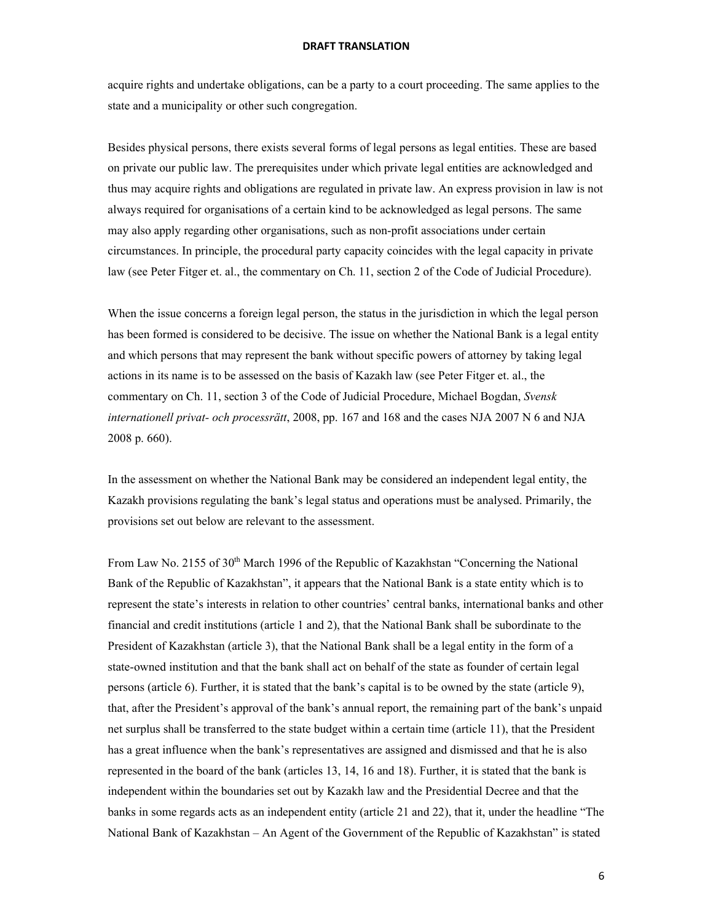acquire rights and undertake obligations, can be a party to a court proceeding. The same applies to the state and a municipality or other such congregation.

Besides physical persons, there exists several forms of legal persons as legal entities. These are based on private our public law. The prerequisites under which private legal entities are acknowledged and thus may acquire rights and obligations are regulated in private law. An express provision in law is not always required for organisations of a certain kind to be acknowledged as legal persons. The same may also apply regarding other organisations, such as non-profit associations under certain circumstances. In principle, the procedural party capacity coincides with the legal capacity in private law (see Peter Fitger et. al., the commentary on Ch. 11, section 2 of the Code of Judicial Procedure).

When the issue concerns a foreign legal person, the status in the jurisdiction in which the legal person has been formed is considered to be decisive. The issue on whether the National Bank is a legal entity and which persons that may represent the bank without specific powers of attorney by taking legal actions in its name is to be assessed on the basis of Kazakh law (see Peter Fitger et. al., the commentary on Ch. 11, section 3 of the Code of Judicial Procedure, Michael Bogdan, *Svensk internationell privat- och processrätt*, 2008, pp. 167 and 168 and the cases NJA 2007 N 6 and NJA 2008 p. 660).

In the assessment on whether the National Bank may be considered an independent legal entity, the Kazakh provisions regulating the bank's legal status and operations must be analysed. Primarily, the provisions set out below are relevant to the assessment.

From Law No. 2155 of 30th March 1996 of the Republic of Kazakhstan "Concerning the National Bank of the Republic of Kazakhstan", it appears that the National Bank is a state entity which is to represent the state's interests in relation to other countries' central banks, international banks and other financial and credit institutions (article 1 and 2), that the National Bank shall be subordinate to the President of Kazakhstan (article 3), that the National Bank shall be a legal entity in the form of a state-owned institution and that the bank shall act on behalf of the state as founder of certain legal persons (article 6). Further, it is stated that the bank's capital is to be owned by the state (article 9), that, after the President's approval of the bank's annual report, the remaining part of the bank's unpaid net surplus shall be transferred to the state budget within a certain time (article 11), that the President has a great influence when the bank's representatives are assigned and dismissed and that he is also represented in the board of the bank (articles 13, 14, 16 and 18). Further, it is stated that the bank is independent within the boundaries set out by Kazakh law and the Presidential Decree and that the banks in some regards acts as an independent entity (article 21 and 22), that it, under the headline "The National Bank of Kazakhstan – An Agent of the Government of the Republic of Kazakhstan" is stated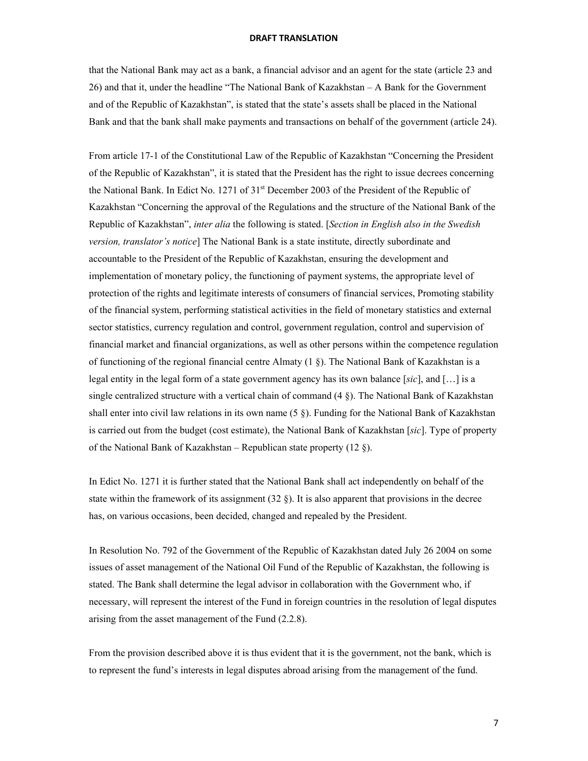that the National Bank may act as a bank, a financial advisor and an agent for the state (article 23 and 26) and that it, under the headline "The National Bank of Kazakhstan – A Bank for the Government and of the Republic of Kazakhstan", is stated that the state's assets shall be placed in the National Bank and that the bank shall make payments and transactions on behalf of the government (article 24).

From article 17-1 of the Constitutional Law of the Republic of Kazakhstan "Concerning the President of the Republic of Kazakhstan", it is stated that the President has the right to issue decrees concerning the National Bank. In Edict No. 1271 of 31st December 2003 of the President of the Republic of Kazakhstan "Concerning the approval of the Regulations and the structure of the National Bank of the Republic of Kazakhstan", *inter alia* the following is stated. [*Section in English also in the Swedish version, translator's notice*] The National Bank is a state institute, directly subordinate and accountable to the President of the Republic of Kazakhstan, ensuring the development and implementation of monetary policy, the functioning of payment systems, the appropriate level of protection of the rights and legitimate interests of consumers of financial services, Promoting stability of the financial system, performing statistical activities in the field of monetary statistics and external sector statistics, currency regulation and control, government regulation, control and supervision of financial market and financial organizations, as well as other persons within the competence regulation of functioning of the regional financial centre Almaty (1 §). The National Bank of Kazakhstan is a legal entity in the legal form of a state government agency has its own balance [*sic*], and […] is a single centralized structure with a vertical chain of command (4 §). The National Bank of Kazakhstan shall enter into civil law relations in its own name (5 §). Funding for the National Bank of Kazakhstan is carried out from the budget (cost estimate), the National Bank of Kazakhstan [*sic*]. Type of property of the National Bank of Kazakhstan – Republican state property (12 §).

In Edict No. 1271 it is further stated that the National Bank shall act independently on behalf of the state within the framework of its assignment (32 §). It is also apparent that provisions in the decree has, on various occasions, been decided, changed and repealed by the President.

In Resolution No. 792 of the Government of the Republic of Kazakhstan dated July 26 2004 on some issues of asset management of the National Oil Fund of the Republic of Kazakhstan, the following is stated. The Bank shall determine the legal advisor in collaboration with the Government who, if necessary, will represent the interest of the Fund in foreign countries in the resolution of legal disputes arising from the asset management of the Fund (2.2.8).

From the provision described above it is thus evident that it is the government, not the bank, which is to represent the fund's interests in legal disputes abroad arising from the management of the fund.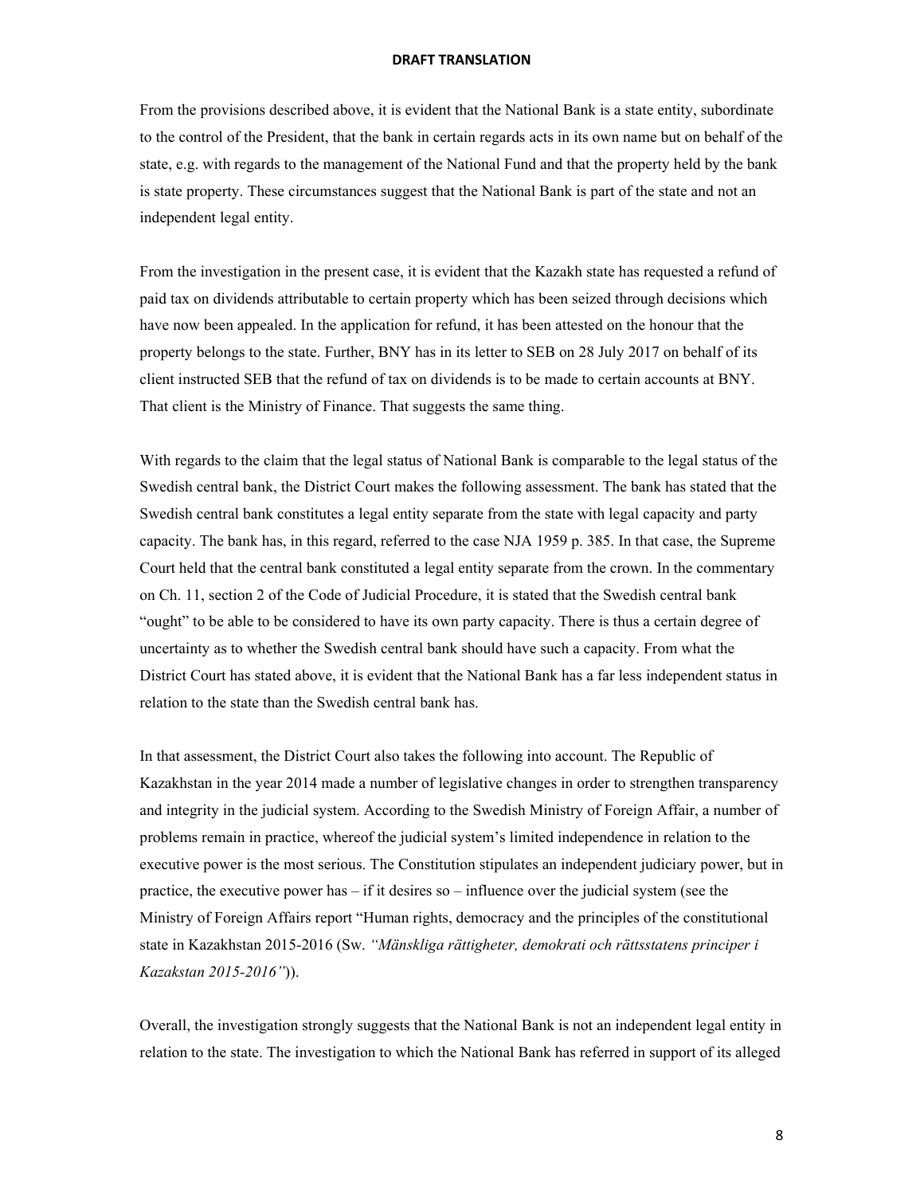From the provisions described above, it is evident that the National Bank is a state entity, subordinate to the control of the President, that the bank in certain regards acts in its own name but on behalf of the state, e.g. with regards to the management of the National Fund and that the property held by the bank is state property. These circumstances suggest that the National Bank is part of the state and not an independent legal entity.

From the investigation in the present case, it is evident that the Kazakh state has requested a refund of paid tax on dividends attributable to certain property which has been seized through decisions which have now been appealed. In the application for refund, it has been attested on the honour that the property belongs to the state. Further, BNY has in its letter to SEB on 28 July 2017 on behalf of its client instructed SEB that the refund of tax on dividends is to be made to certain accounts at BNY. That client is the Ministry of Finance. That suggests the same thing.

With regards to the claim that the legal status of National Bank is comparable to the legal status of the Swedish central bank, the District Court makes the following assessment. The bank has stated that the Swedish central bank constitutes a legal entity separate from the state with legal capacity and party capacity. The bank has, in this regard, referred to the case NJA 1959 p. 385. In that case, the Supreme Court held that the central bank constituted a legal entity separate from the crown. In the commentary on Ch. 11, section 2 of the Code of Judicial Procedure, it is stated that the Swedish central bank "ought" to be able to be considered to have its own party capacity. There is thus a certain degree of uncertainty as to whether the Swedish central bank should have such a capacity. From what the District Court has stated above, it is evident that the National Bank has a far less independent status in relation to the state than the Swedish central bank has.

In that assessment, the District Court also takes the following into account. The Republic of Kazakhstan in the year 2014 made a number of legislative changes in order to strengthen transparency and integrity in the judicial system. According to the Swedish Ministry of Foreign Affair, a number of problems remain in practice, whereof the judicial system's limited independence in relation to the executive power is the most serious. The Constitution stipulates an independent judiciary power, but in practice, the executive power has – if it desires so – influence over the judicial system (see the Ministry of Foreign Affairs report "Human rights, democracy and the principles of the constitutional state in Kazakhstan 2015-2016 (Sw. *"Mänskliga rättigheter, demokrati och rättsstatens principer i Kazakstan 2015-2016"*)).

Overall, the investigation strongly suggests that the National Bank is not an independent legal entity in relation to the state. The investigation to which the National Bank has referred in support of its alleged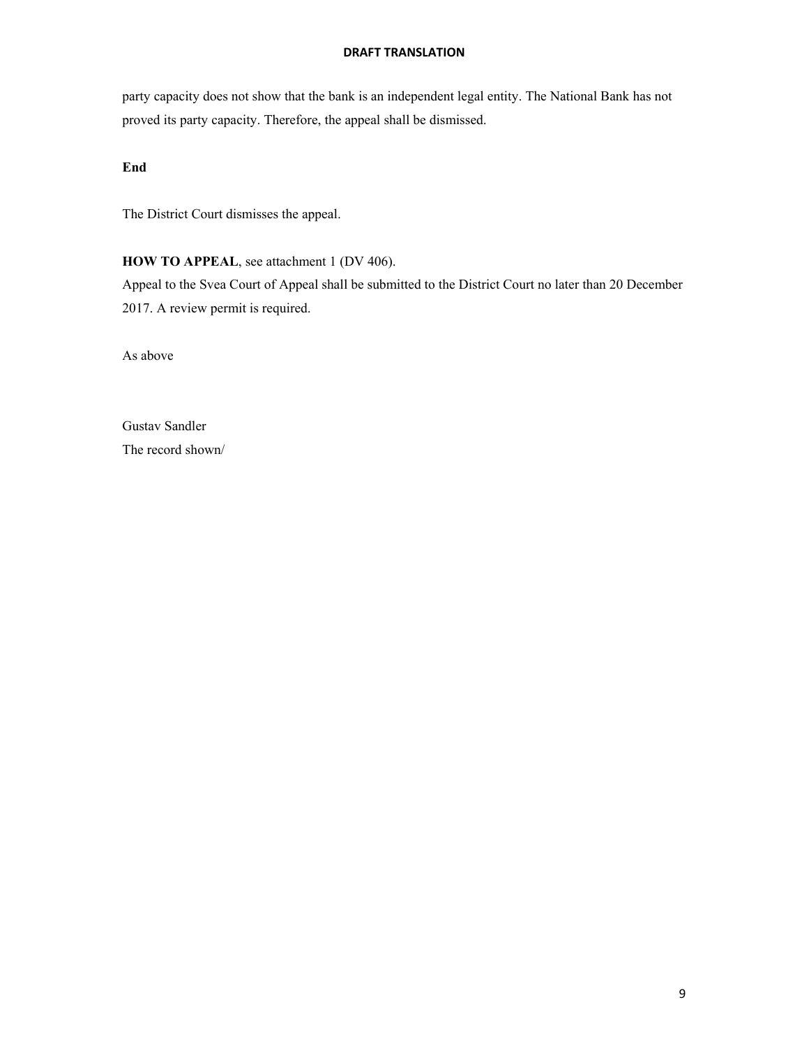party capacity does not show that the bank is an independent legal entity. The National Bank has not proved its party capacity. Therefore, the appeal shall be dismissed.

**End**

The District Court dismisses the appeal.

**HOW TO APPEAL**, see attachment 1 (DV 406).
Appeal to the Svea Court of Appeal shall be submitted to the District Court no later than 20 December 2017. A review permit is required.

As above

Gustav Sandler
The record shown/